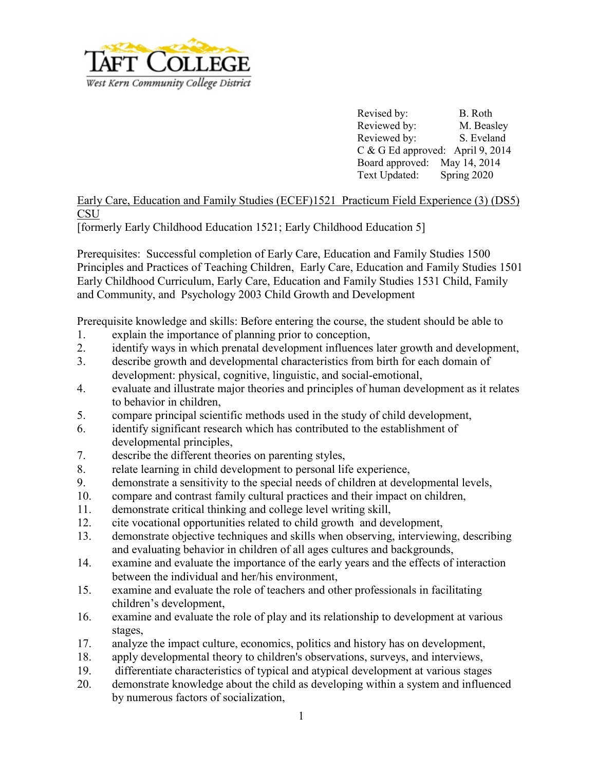TAFT COLLEGE

West Kern Community College District

Revised by: B. Roth
Reviewed by: M. Beasley
Reviewed by: S. Eveland
C & G Ed approved: April 9, 2014
Board approved: May 14, 2014
Text Updated: Spring 2020

Early Care, Education and Family Studies (ECEF)1521 Practicum Field Experience (3) (DS5) CSU
[formerly Early Childhood Education 1521; Early Childhood Education 5]

Prerequisites: Successful completion of Early Care, Education and Family Studies 1500 Principles and Practices of Teaching Children, Early Care, Education and Family Studies 1501 Early Childhood Curriculum, Early Care, Education and Family Studies 1531 Child, Family and Community, and Psychology 2003 Child Growth and Development

Prerequisite knowledge and skills: Before entering the course, the student should be able to

1. explain the importance of planning prior to conception,
2. identify ways in which prenatal development influences later growth and development,
3. describe growth and developmental characteristics from birth for each domain of development: physical, cognitive, linguistic, and social-emotional,
4. evaluate and illustrate major theories and principles of human development as it relates to behavior in children,
5. compare principal scientific methods used in the study of child development,
6. identify significant research which has contributed to the establishment of developmental principles,
7. describe the different theories on parenting styles,
8. relate learning in child development to personal life experience,
9. demonstrate a sensitivity to the special needs of children at developmental levels,
10. compare and contrast family cultural practices and their impact on children,
11. demonstrate critical thinking and college level writing skill,
12. cite vocational opportunities related to child growth and development,
13. demonstrate objective techniques and skills when observing, interviewing, describing and evaluating behavior in children of all ages cultures and backgrounds,
14. examine and evaluate the importance of the early years and the effects of interaction between the individual and her/his environment,
15. examine and evaluate the role of teachers and other professionals in facilitating children's development,
16. examine and evaluate the role of play and its relationship to development at various stages,
17. analyze the impact culture, economics, politics and history has on development,
18. apply developmental theory to children's observations, surveys, and interviews,
19. differentiate characteristics of typical and atypical development at various stages
20. demonstrate knowledge about the child as developing within a system and influenced by numerous factors of socialization,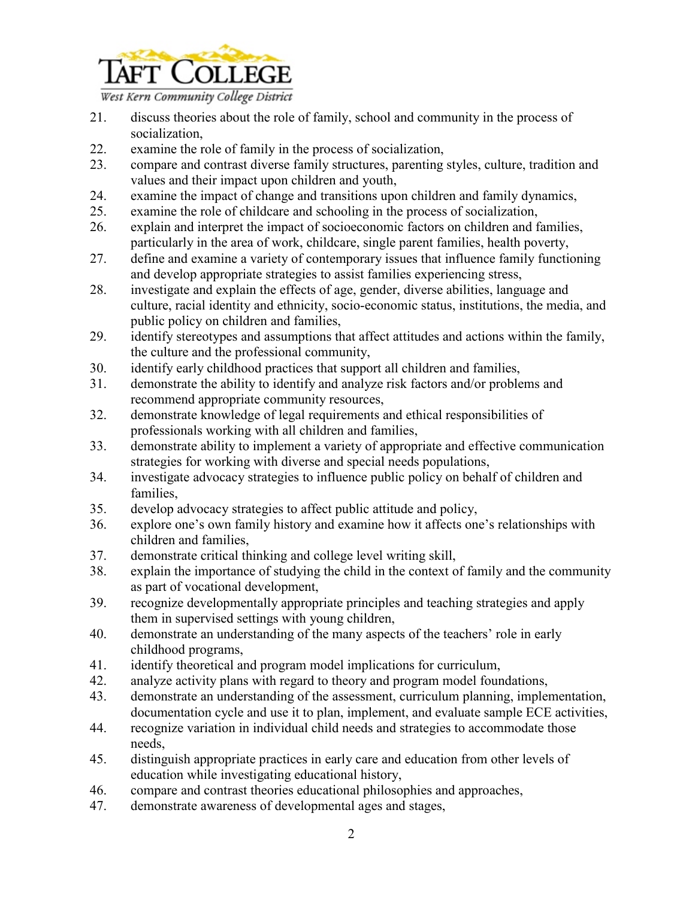21. discuss theories about the role of family, school and community in the process of socialization,
22. examine the role of family in the process of socialization,
23. compare and contrast diverse family structures, parenting styles, culture, tradition and values and their impact upon children and youth,
24. examine the impact of change and transitions upon children and family dynamics,
25. examine the role of childcare and schooling in the process of socialization,
26. explain and interpret the impact of socioeconomic factors on children and families, particularly in the area of work, childcare, single parent families, health poverty,
27. define and examine a variety of contemporary issues that influence family functioning and develop appropriate strategies to assist families experiencing stress,
28. investigate and explain the effects of age, gender, diverse abilities, language and culture, racial identity and ethnicity, socio-economic status, institutions, the media, and public policy on children and families,
29. identify stereotypes and assumptions that affect attitudes and actions within the family, the culture and the professional community,
30. identify early childhood practices that support all children and families,
31. demonstrate the ability to identify and analyze risk factors and/or problems and recommend appropriate community resources,
32. demonstrate knowledge of legal requirements and ethical responsibilities of professionals working with all children and families,
33. demonstrate ability to implement a variety of appropriate and effective communication strategies for working with diverse and special needs populations,
34. investigate advocacy strategies to influence public policy on behalf of children and families,
35. develop advocacy strategies to affect public attitude and policy,
36. explore one's own family history and examine how it affects one's relationships with children and families,
37. demonstrate critical thinking and college level writing skill,
38. explain the importance of studying the child in the context of family and the community as part of vocational development,
39. recognize developmentally appropriate principles and teaching strategies and apply them in supervised settings with young children,
40. demonstrate an understanding of the many aspects of the teachers' role in early childhood programs,
41. identify theoretical and program model implications for curriculum,
42. analyze activity plans with regard to theory and program model foundations,
43. demonstrate an understanding of the assessment, curriculum planning, implementation, documentation cycle and use it to plan, implement, and evaluate sample ECE activities,
44. recognize variation in individual child needs and strategies to accommodate those needs,
45. distinguish appropriate practices in early care and education from other levels of education while investigating educational history,
46. compare and contrast theories educational philosophies and approaches,
47. demonstrate awareness of developmental ages and stages,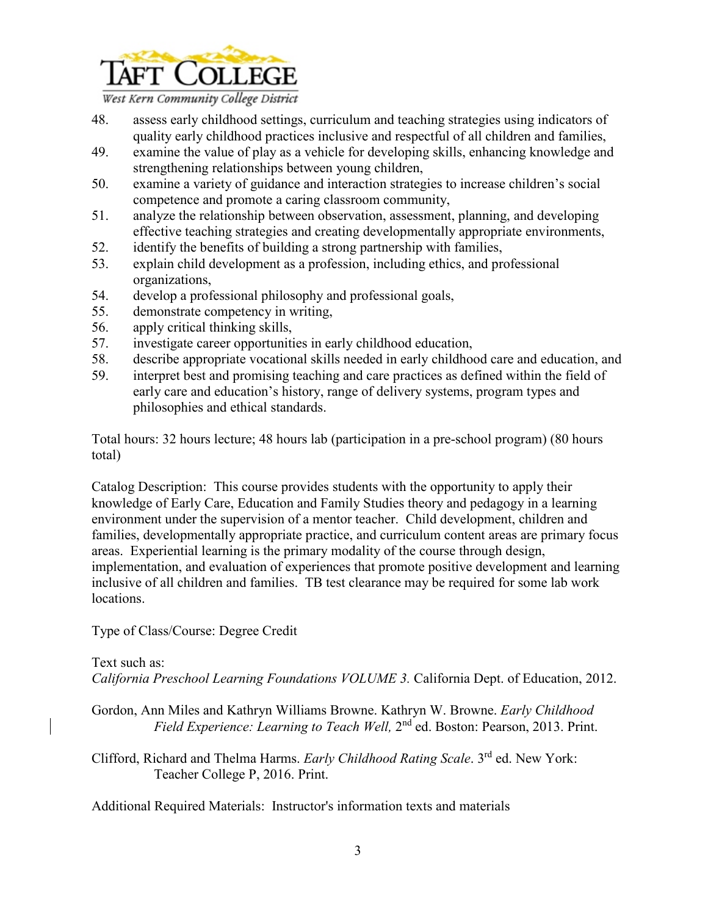48. assess early childhood settings, curriculum and teaching strategies using indicators of quality early childhood practices inclusive and respectful of all children and families,
49. examine the value of play as a vehicle for developing skills, enhancing knowledge and strengthening relationships between young children,
50. examine a variety of guidance and interaction strategies to increase children's social competence and promote a caring classroom community,
51. analyze the relationship between observation, assessment, planning, and developing effective teaching strategies and creating developmentally appropriate environments,
52. identify the benefits of building a strong partnership with families,
53. explain child development as a profession, including ethics, and professional organizations,
54. develop a professional philosophy and professional goals,
55. demonstrate competency in writing,
56. apply critical thinking skills,
57. investigate career opportunities in early childhood education,
58. describe appropriate vocational skills needed in early childhood care and education, and
59. interpret best and promising teaching and care practices as defined within the field of early care and education's history, range of delivery systems, program types and philosophies and ethical standards.

Total hours: 32 hours lecture; 48 hours lab (participation in a pre-school program) (80 hours total)

Catalog Description: This course provides students with the opportunity to apply their knowledge of Early Care, Education and Family Studies theory and pedagogy in a learning environment under the supervision of a mentor teacher. Child development, children and families, developmentally appropriate practice, and curriculum content areas are primary focus areas. Experiential learning is the primary modality of the course through design, implementation, and evaluation of experiences that promote positive development and learning inclusive of all children and families. TB test clearance may be required for some lab work locations.

Type of Class/Course: Degree Credit

Text such as:
*California Preschool Learning Foundations VOLUME 3.* California Dept. of Education, 2012.

Gordon, Ann Miles and Kathryn Williams Browne. Kathryn W. Browne. *Early Childhood Field Experience: Learning to Teach Well,* 2nd ed. Boston: Pearson, 2013. Print.

Clifford, Richard and Thelma Harms. *Early Childhood Rating Scale*. 3rd ed. New York: Teacher College P, 2016. Print.

Additional Required Materials: Instructor's information texts and materials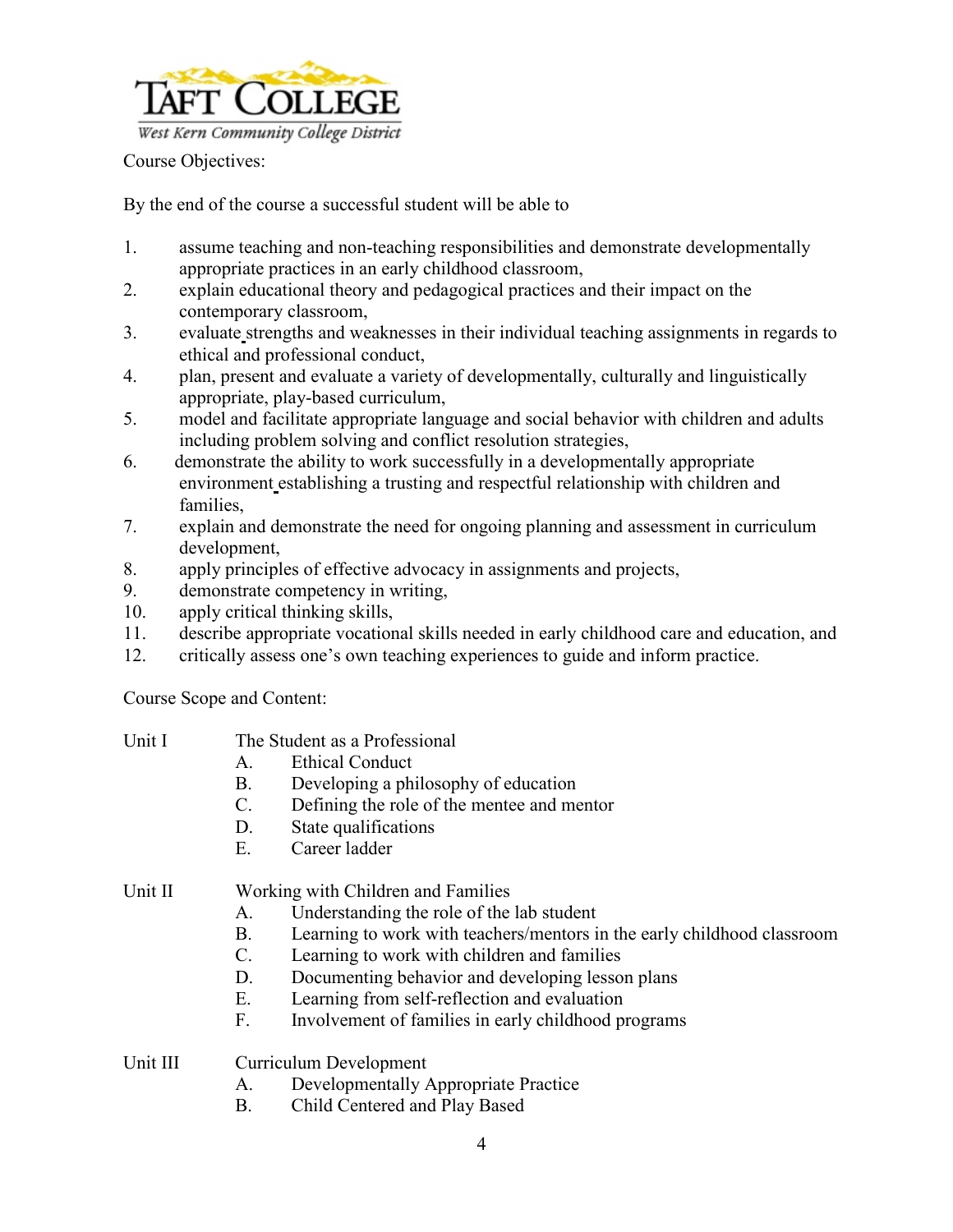Course Objectives:

By the end of the course a successful student will be able to

1. assume teaching and non-teaching responsibilities and demonstrate developmentally appropriate practices in an early childhood classroom,
2. explain educational theory and pedagogical practices and their impact on the contemporary classroom,
3. evaluate strengths and weaknesses in their individual teaching assignments in regards to ethical and professional conduct,
4. plan, present and evaluate a variety of developmentally, culturally and linguistically appropriate, play-based curriculum,
5. model and facilitate appropriate language and social behavior with children and adults including problem solving and conflict resolution strategies,
6. demonstrate the ability to work successfully in a developmentally appropriate environment establishing a trusting and respectful relationship with children and families,
7. explain and demonstrate the need for ongoing planning and assessment in curriculum development,
8. apply principles of effective advocacy in assignments and projects,
9. demonstrate competency in writing,
10. apply critical thinking skills,
11. describe appropriate vocational skills needed in early childhood care and education, and
12. critically assess one's own teaching experiences to guide and inform practice.

Course Scope and Content:

Unit I — The Student as a Professional

- A. Ethical Conduct
- B. Developing a philosophy of education
- C. Defining the role of the mentee and mentor
- D. State qualifications
- E. Career ladder

Unit II — Working with Children and Families

- A. Understanding the role of the lab student
- B. Learning to work with teachers/mentors in the early childhood classroom
- C. Learning to work with children and families
- D. Documenting behavior and developing lesson plans
- E. Learning from self-reflection and evaluation
- F. Involvement of families in early childhood programs

Unit III — Curriculum Development

- A. Developmentally Appropriate Practice
- B. Child Centered and Play Based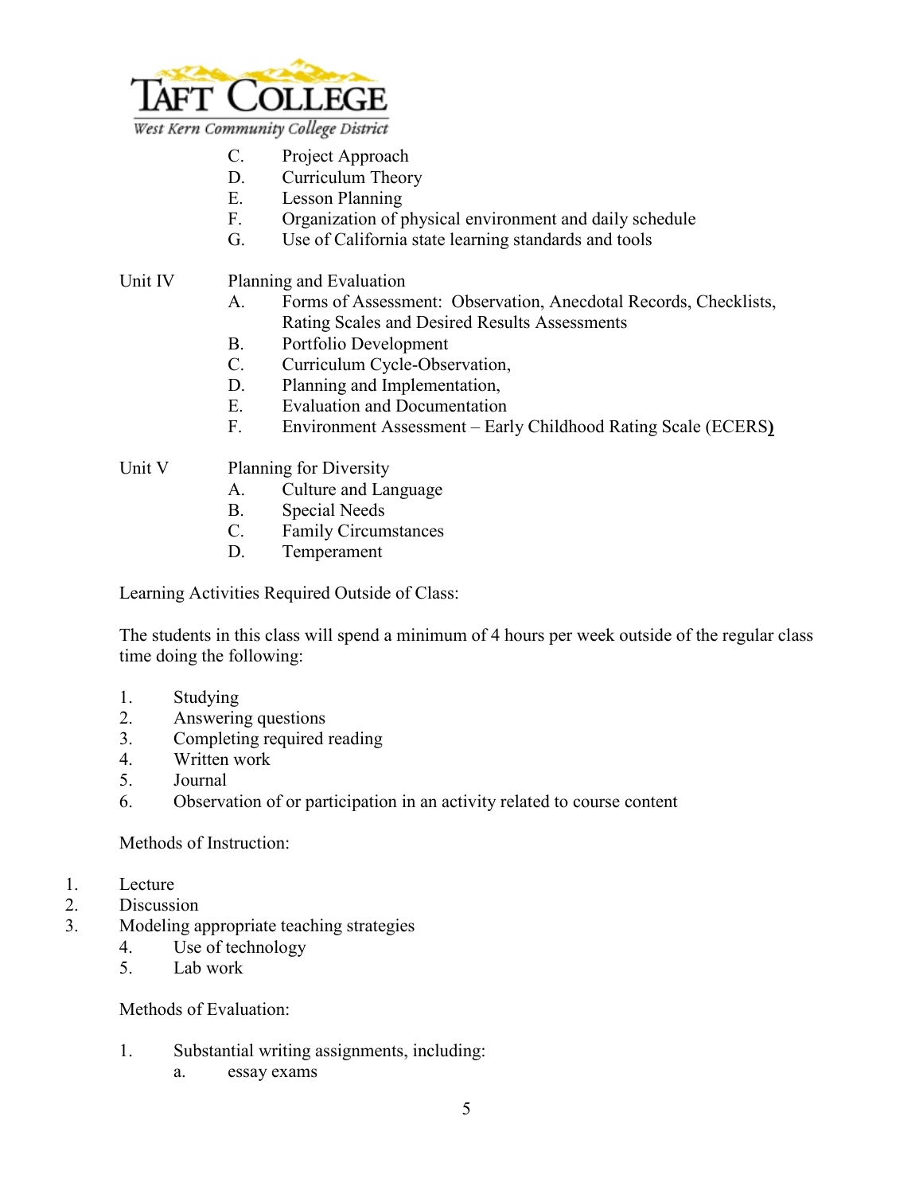C. Project Approach
D. Curriculum Theory
E. Lesson Planning
F. Organization of physical environment and daily schedule
G. Use of California state learning standards and tools

Unit IV Planning and Evaluation

A. Forms of Assessment: Observation, Anecdotal Records, Checklists, Rating Scales and Desired Results Assessments
B. Portfolio Development
C. Curriculum Cycle-Observation,
D. Planning and Implementation,
E. Evaluation and Documentation
F. Environment Assessment – Early Childhood Rating Scale (ECERS)

Unit V Planning for Diversity

A. Culture and Language
B. Special Needs
C. Family Circumstances
D. Temperament

Learning Activities Required Outside of Class:

The students in this class will spend a minimum of 4 hours per week outside of the regular class time doing the following:

1. Studying
2. Answering questions
3. Completing required reading
4. Written work
5. Journal
6. Observation of or participation in an activity related to course content

Methods of Instruction:

1. Lecture
2. Discussion
3. Modeling appropriate teaching strategies
4. Use of technology
5. Lab work

Methods of Evaluation:

1. Substantial writing assignments, including:
   a. essay exams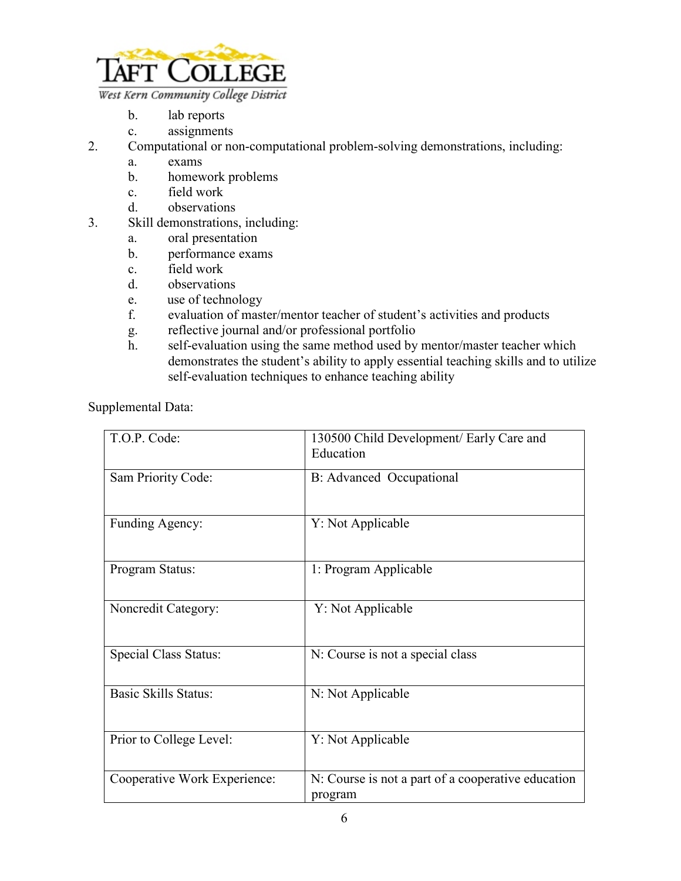b. lab reports
   c. assignments
2. Computational or non-computational problem-solving demonstrations, including:
   a. exams
   b. homework problems
   c. field work
   d. observations
3. Skill demonstrations, including:
   a. oral presentation
   b. performance exams
   c. field work
   d. observations
   e. use of technology
   f. evaluation of master/mentor teacher of student's activities and products
   g. reflective journal and/or professional portfolio
   h. self-evaluation using the same method used by mentor/master teacher which demonstrates the student's ability to apply essential teaching skills and to utilize self-evaluation techniques to enhance teaching ability

Supplemental Data:

| | |
|---|---|
| T.O.P. Code: | 130500 Child Development/ Early Care and Education |
| Sam Priority Code: | B: Advanced Occupational |
| Funding Agency: | Y: Not Applicable |
| Program Status: | 1: Program Applicable |
| Noncredit Category: | Y: Not Applicable |
| Special Class Status: | N: Course is not a special class |
| Basic Skills Status: | N: Not Applicable |
| Prior to College Level: | Y: Not Applicable |
| Cooperative Work Experience: | N: Course is not a part of a cooperative education program |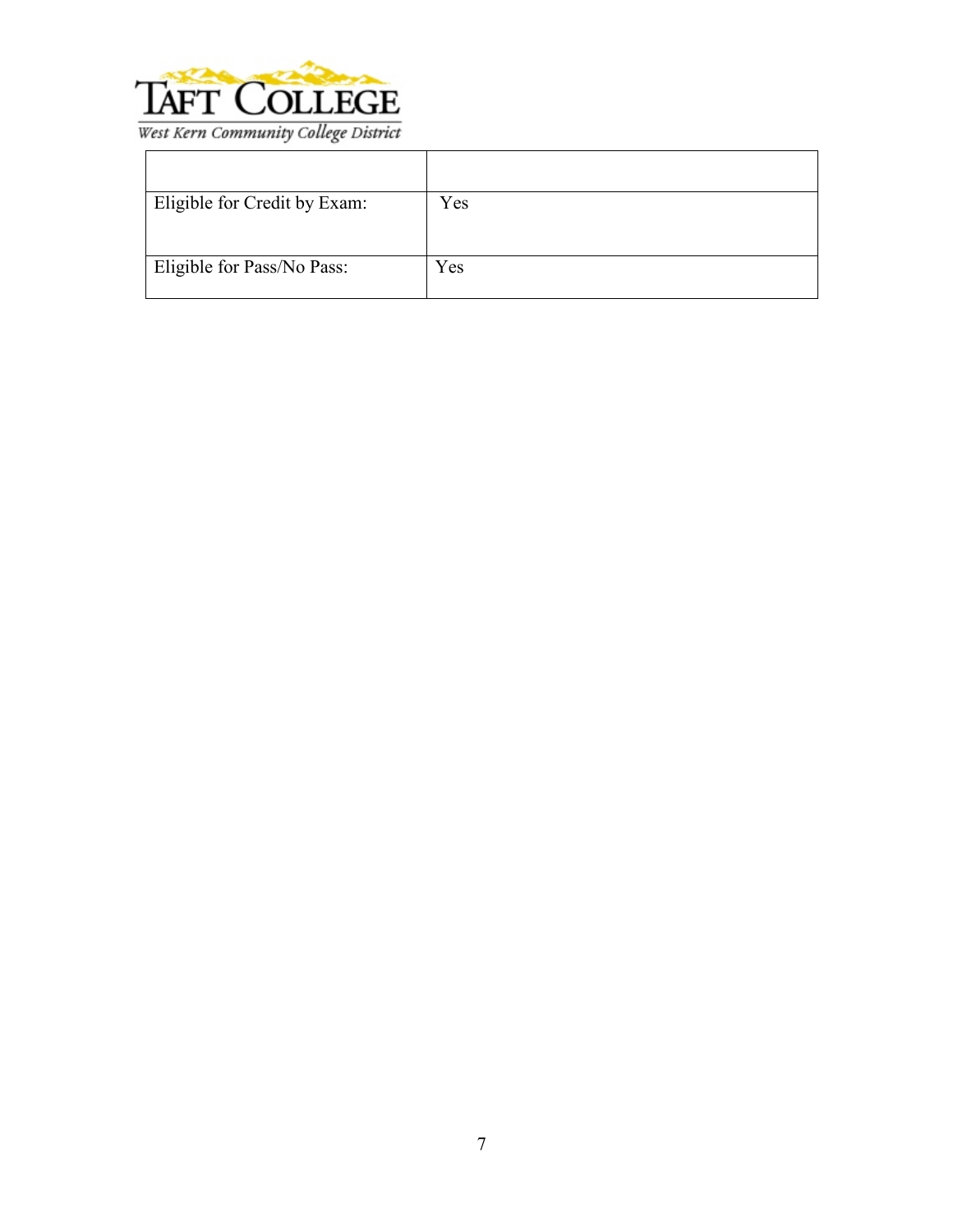| | |
|---|---|
| Eligible for Credit by Exam: | Yes |
| Eligible for Pass/No Pass: | Yes |